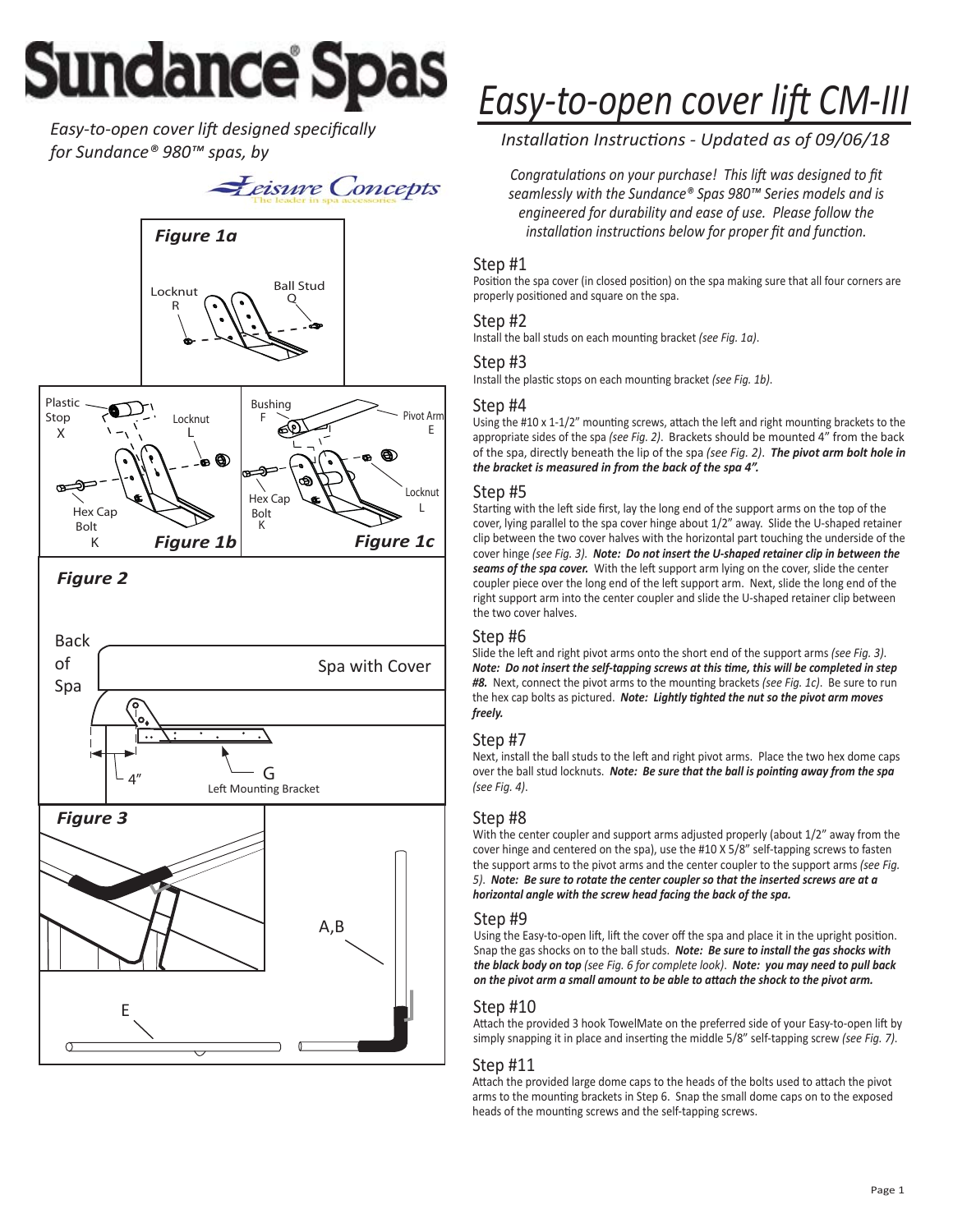# Sundance® Spas

*Easy-to-open cover lift designed specifically for Sundance® 980™ spas, by*

Leisure Concepts
The leader in spa accessories

**Figure 1a**

Locknut R

Ball Stud Q

Plastic Stop X

Locknut L

Hex Cap Bolt K

**Figure 1b**

Bushing F

Pivot Arm E

Hex Cap Bolt K

Locknut L

**Figure 1c**

**Figure 2**

Back of Spa

Spa with Cover

4"

G

Left Mounting Bracket

**Figure 3**

A,B

E

# *Easy-to-open cover lift CM-III*

*Installation Instructions - Updated as of 09/06/18*

*Congratulations on your purchase! This lift was designed to fit seamlessly with the Sundance® Spas 980™ Series models and is engineered for durability and ease of use. Please follow the installation instructions below for proper fit and function.*

## Step #1

Position the spa cover (in closed position) on the spa making sure that all four corners are properly positioned and square on the spa.

## Step #2

Install the ball studs on each mounting bracket *(see Fig. 1a)*.

## Step #3

Install the plastic stops on each mounting bracket *(see Fig. 1b)*.

## Step #4

Using the #10 x 1-1/2" mounting screws, attach the left and right mounting brackets to the appropriate sides of the spa *(see Fig. 2)*. Brackets should be mounted 4" from the back of the spa, directly beneath the lip of the spa *(see Fig. 2)*. ***The pivot arm bolt hole in the bracket is measured in from the back of the spa 4".***

## Step #5

Starting with the left side first, lay the long end of the support arms on the top of the cover, lying parallel to the spa cover hinge about 1/2" away. Slide the U-shaped retainer clip between the two cover halves with the horizontal part touching the underside of the cover hinge *(see Fig. 3)*. ***Note: Do not insert the U-shaped retainer clip in between the seams of the spa cover.*** With the left support arm lying on the cover, slide the center coupler piece over the long end of the left support arm. Next, slide the long end of the right support arm into the center coupler and slide the U-shaped retainer clip between the two cover halves.

## Step #6

Slide the left and right pivot arms onto the short end of the support arms *(see Fig. 3)*. ***Note: Do not insert the self-tapping screws at this time, this will be completed in step #8.*** Next, connect the pivot arms to the mounting brackets *(see Fig. 1c)*. Be sure to run the hex cap bolts as pictured. ***Note: Lightly tighted the nut so the pivot arm moves freely.***

## Step #7

Next, install the ball studs to the left and right pivot arms. Place the two hex dome caps over the ball stud locknuts. ***Note: Be sure that the ball is pointing away from the spa*** *(see Fig. 4)*.

## Step #8

With the center coupler and support arms adjusted properly (about 1/2" away from the cover hinge and centered on the spa), use the #10 X 5/8" self-tapping screws to fasten the support arms to the pivot arms and the center coupler to the support arms *(see Fig. 5)*. ***Note: Be sure to rotate the center coupler so that the inserted screws are at a horizontal angle with the screw head facing the back of the spa.***

## Step #9

Using the Easy-to-open lift, lift the cover off the spa and place it in the upright position. Snap the gas shocks on to the ball studs. ***Note: Be sure to install the gas shocks with the black body on top*** *(see Fig. 6 for complete look)*. ***Note: you may need to pull back on the pivot arm a small amount to be able to attach the shock to the pivot arm.***

## Step #10

Attach the provided 3 hook TowelMate on the preferred side of your Easy-to-open lift by simply snapping it in place and inserting the middle 5/8" self-tapping screw *(see Fig. 7)*.

## Step #11

Attach the provided large dome caps to the heads of the bolts used to attach the pivot arms to the mounting brackets in Step 6. Snap the small dome caps on to the exposed heads of the mounting screws and the self-tapping screws.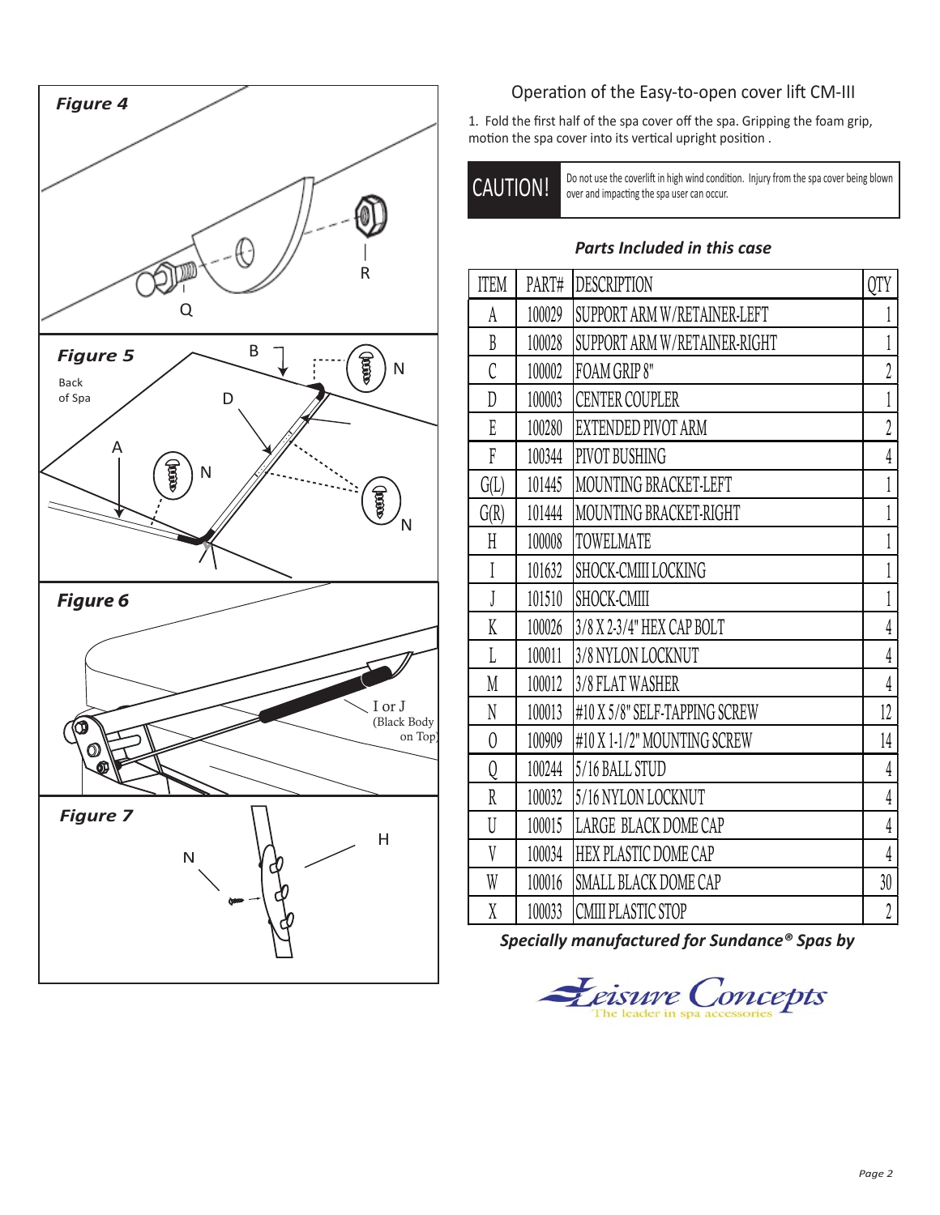*Figure 4*

Q

R

*Figure 5*

Back of Spa

A

B

D

N

N

N

*Figure 6*

I or J (Black Body on Top)

*Figure 7*

N

H

## Operation of the Easy-to-open cover lift CM-III

1. Fold the first half of the spa cover off the spa. Gripping the foam grip, motion the spa cover into its vertical upright position .

**CAUTION!** Do not use the coverlift in high wind condition. Injury from the spa cover being blown over and impacting the spa user can occur.

### *Parts Included in this case*

| ITEM | PART# | DESCRIPTION | QTY |
|---|---|---|---|
| A | 100029 | SUPPORT ARM W/RETAINER-LEFT | 1 |
| B | 100028 | SUPPORT ARM W/RETAINER-RIGHT | 1 |
| C | 100002 | FOAM GRIP 8" | 2 |
| D | 100003 | CENTER COUPLER | 1 |
| E | 100280 | EXTENDED PIVOT ARM | 2 |
| F | 100344 | PIVOT BUSHING | 4 |
| G(L) | 101445 | MOUNTING BRACKET-LEFT | 1 |
| G(R) | 101444 | MOUNTING BRACKET-RIGHT | 1 |
| H | 100008 | TOWELMATE | 1 |
| I | 101632 | SHOCK-CMIII LOCKING | 1 |
| J | 101510 | SHOCK-CMIII | 1 |
| K | 100026 | 3/8 X 2-3/4" HEX CAP BOLT | 4 |
| L | 100011 | 3/8 NYLON LOCKNUT | 4 |
| M | 100012 | 3/8 FLAT WASHER | 4 |
| N | 100013 | #10 X 5/8" SELF-TAPPING SCREW | 12 |
| O | 100909 | #10 X 1-1/2" MOUNTING SCREW | 14 |
| Q | 100244 | 5/16 BALL STUD | 4 |
| R | 100032 | 5/16 NYLON LOCKNUT | 4 |
| U | 100015 | LARGE BLACK DOME CAP | 4 |
| V | 100034 | HEX PLASTIC DOME CAP | 4 |
| W | 100016 | SMALL BLACK DOME CAP | 30 |
| X | 100033 | CMIII PLASTIC STOP | 2 |

***Specially manufactured for Sundance® Spas by***

Leisure Concepts
The leader in spa accessories